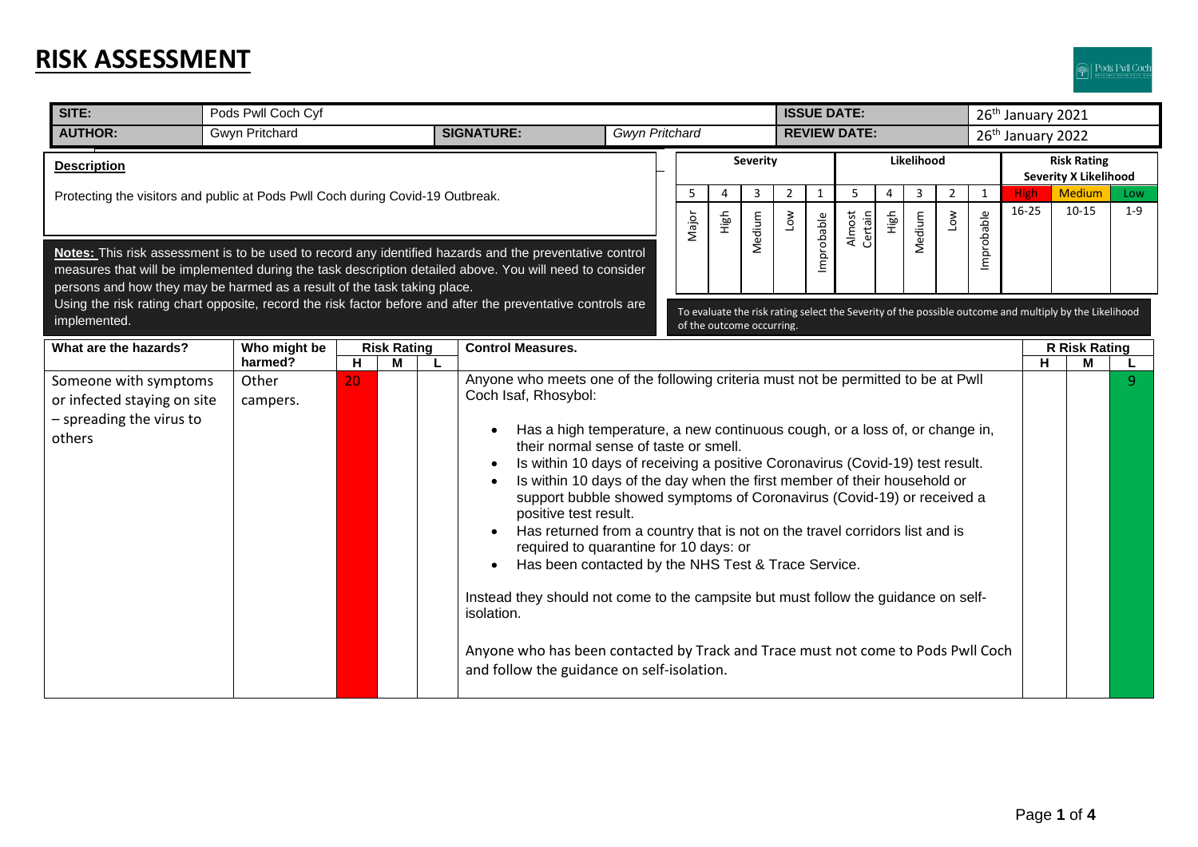# RISK ASSESSMENT

| SITE: | Pods Pwll Coch Cyf | | | ISSUE DATE: | 26th January 2021 |
|---|---|---|---|---|---|
| AUTHOR: | Gwyn Pritchard | SIGNATURE: | Gwyn Pritchard | REVIEW DATE: | 26th January 2022 |

**Description**

Protecting the visitors and public at Pods Pwll Coch during Covid-19 Outbreak.

**Notes:** This risk assessment is to be used to record any identified hazards and the preventative control measures that will be implemented during the task description detailed above. You will need to consider persons and how they may be harmed as a result of the task taking place.
Using the risk rating chart opposite, record the risk factor before and after the preventative controls are implemented.

| Severity | | | | | Likelihood | | | | | Risk Rating Severity X Likelihood | | |
|---|---|---|---|---|---|---|---|---|---|---|---|---|
| 5 | 4 | 3 | 2 | 1 | 5 | 4 | 3 | 2 | 1 | High | Medium | Low |
| Major | High | Medium | Low | Improbable | Almost Certain | High | Medium | Low | Improbable | 16-25 | 10-15 | 1-9 |

To evaluate the risk rating select the Severity of the possible outcome and multiply by the Likelihood of the outcome occurring.

| What are the hazards? | Who might be harmed? | Risk Rating H | Risk Rating M | Risk Rating L | Control Measures. | R Risk Rating H | R Risk Rating M | R Risk Rating L |
|---|---|---|---|---|---|---|---|---|
| Someone with symptoms or infected staying on site – spreading the virus to others | Other campers. | 20 | | | Anyone who meets one of the following criteria must not be permitted to be at Pwll Coch Isaf, Rhosybol:<br>• Has a high temperature, a new continuous cough, or a loss of, or change in, their normal sense of taste or smell.<br>• Is within 10 days of receiving a positive Coronavirus (Covid-19) test result.<br>• Is within 10 days of the day when the first member of their household or support bubble showed symptoms of Coronavirus (Covid-19) or received a positive test result.<br>• Has returned from a country that is not on the travel corridors list and is required to quarantine for 10 days: or<br>• Has been contacted by the NHS Test & Trace Service.<br><br>Instead they should not come to the campsite but must follow the guidance on self-isolation.<br><br>Anyone who has been contacted by Track and Trace must not come to Pods Pwll Coch and follow the guidance on self-isolation. | | | 9 |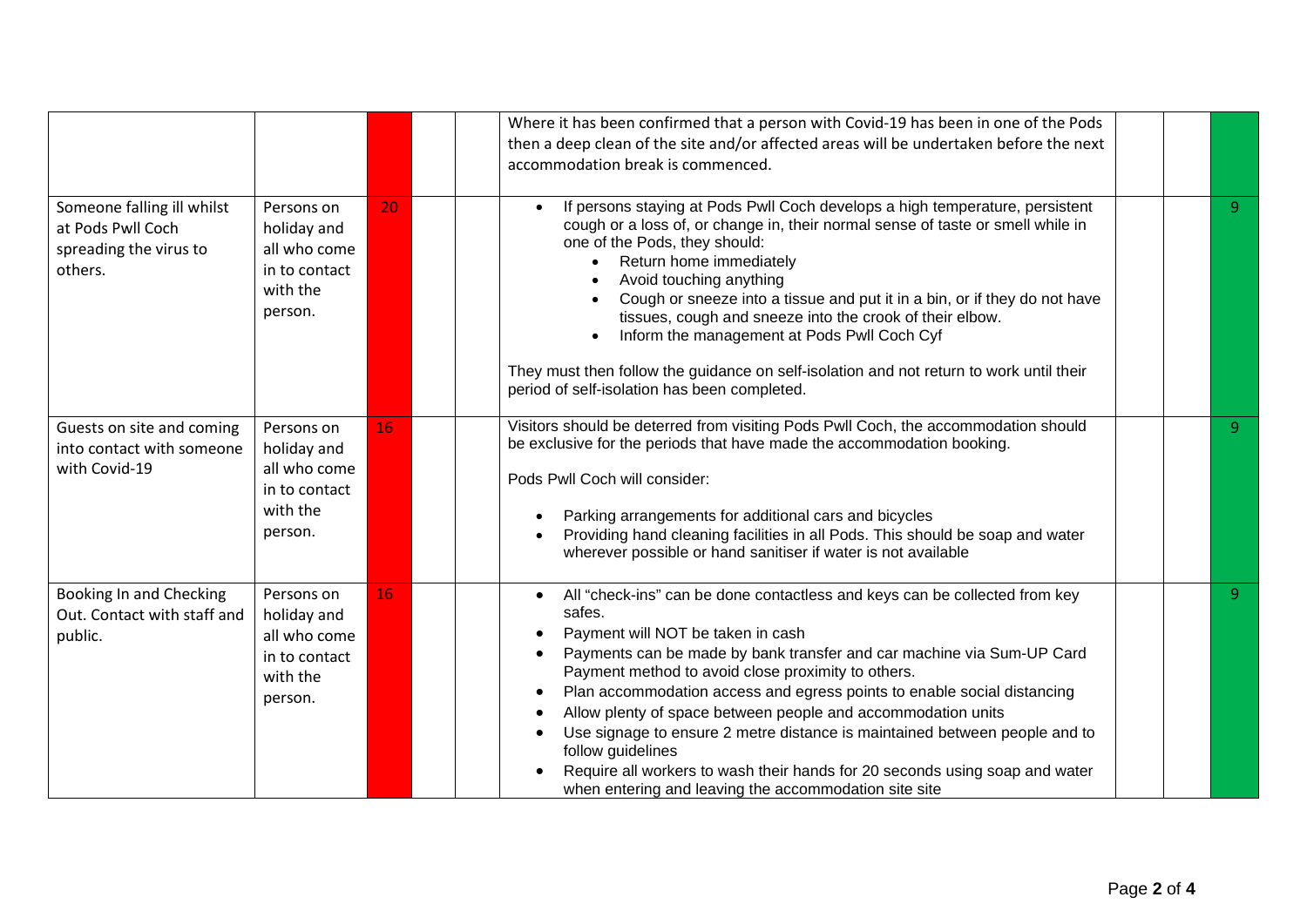| | | | | | | | | |
|---|---|---|---|---|---|---|---|---|
| | | | | | Where it has been confirmed that a person with Covid-19 has been in one of the Pods then a deep clean of the site and/or affected areas will be undertaken before the next accommodation break is commenced. | | | |
| Someone falling ill whilst at Pods Pwll Coch spreading the virus to others. | Persons on holiday and all who come in to contact with the person. | 20 | | | <ul><li>If persons staying at Pods Pwll Coch develops a high temperature, persistent cough or a loss of, or change in, their normal sense of taste or smell while in one of the Pods, they should:<ul><li>Return home immediately</li><li>Avoid touching anything</li><li>Cough or sneeze into a tissue and put it in a bin, or if they do not have tissues, cough and sneeze into the crook of their elbow.</li><li>Inform the management at Pods Pwll Coch Cyf</li></ul></li></ul>They must then follow the guidance on self-isolation and not return to work until their period of self-isolation has been completed. | | | 9 |
| Guests on site and coming into contact with someone with Covid-19 | Persons on holiday and all who come in to contact with the person. | 16 | | | Visitors should be deterred from visiting Pods Pwll Coch, the accommodation should be exclusive for the periods that have made the accommodation booking.<br><br>Pods Pwll Coch will consider:<ul><li>Parking arrangements for additional cars and bicycles</li><li>Providing hand cleaning facilities in all Pods. This should be soap and water wherever possible or hand sanitiser if water is not available</li></ul> | | | 9 |
| Booking In and Checking Out. Contact with staff and public. | Persons on holiday and all who come in to contact with the person. | 16 | | | <ul><li>All "check-ins" can be done contactless and keys can be collected from key safes.</li><li>Payment will NOT be taken in cash</li><li>Payments can be made by bank transfer and car machine via Sum-UP Card Payment method to avoid close proximity to others.</li><li>Plan accommodation access and egress points to enable social distancing</li><li>Allow plenty of space between people and accommodation units</li><li>Use signage to ensure 2 metre distance is maintained between people and to follow guidelines</li><li>Require all workers to wash their hands for 20 seconds using soap and water when entering and leaving the accommodation site site</li></ul> | | | 9 |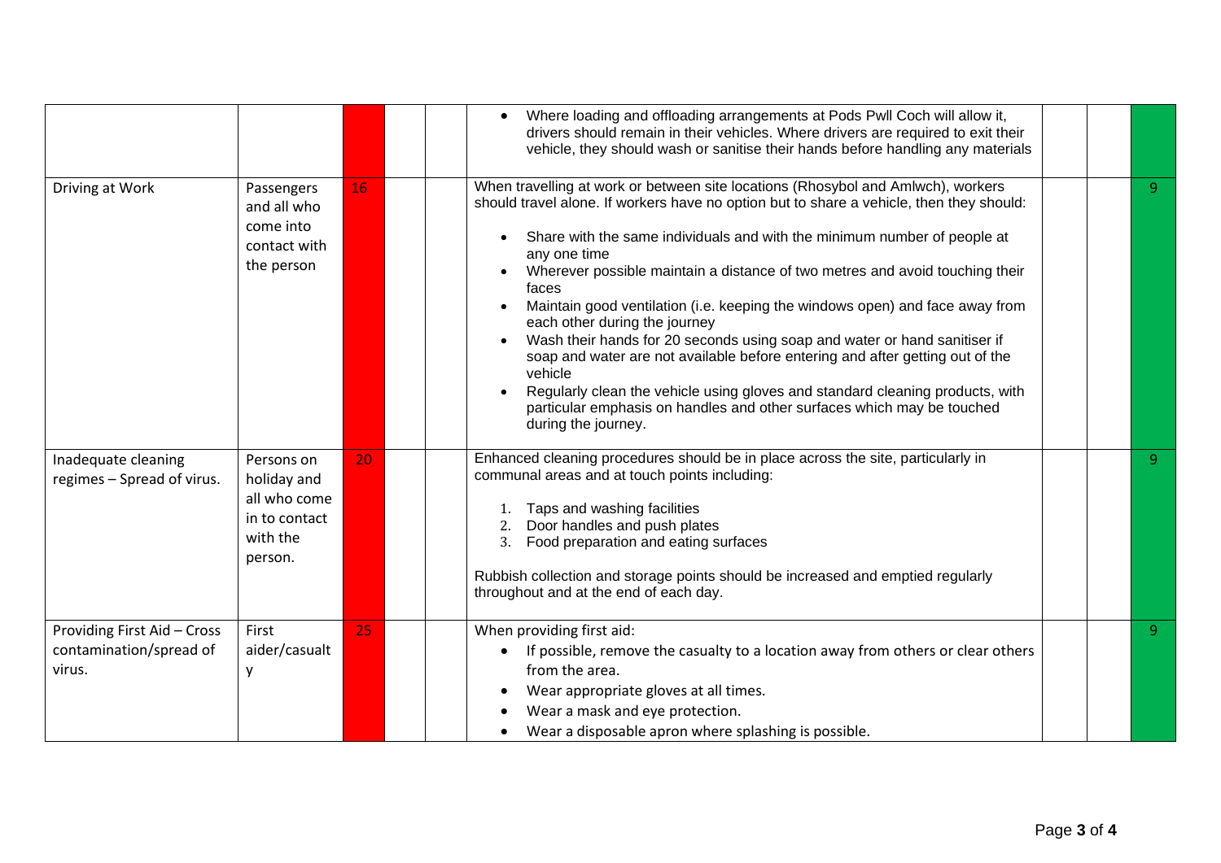| | | | | | | | | |
|---|---|---|---|---|---|---|---|---|
| | | | | | • Where loading and offloading arrangements at Pods Pwll Coch will allow it, drivers should remain in their vehicles. Where drivers are required to exit their vehicle, they should wash or sanitise their hands before handling any materials | | | |
| Driving at Work | Passengers and all who come into contact with the person | 16 | | | When travelling at work or between site locations (Rhosybol and Amlwch), workers should travel alone. If workers have no option but to share a vehicle, then they should:<br>• Share with the same individuals and with the minimum number of people at any one time<br>• Wherever possible maintain a distance of two metres and avoid touching their faces<br>• Maintain good ventilation (i.e. keeping the windows open) and face away from each other during the journey<br>• Wash their hands for 20 seconds using soap and water or hand sanitiser if soap and water are not available before entering and after getting out of the vehicle<br>• Regularly clean the vehicle using gloves and standard cleaning products, with particular emphasis on handles and other surfaces which may be touched during the journey. | | | 9 |
| Inadequate cleaning regimes – Spread of virus. | Persons on holiday and all who come in to contact with the person. | 20 | | | Enhanced cleaning procedures should be in place across the site, particularly in communal areas and at touch points including:<br>1. Taps and washing facilities<br>2. Door handles and push plates<br>3. Food preparation and eating surfaces<br><br>Rubbish collection and storage points should be increased and emptied regularly throughout and at the end of each day. | | | 9 |
| Providing First Aid – Cross contamination/spread of virus. | First aider/casualty | 25 | | | When providing first aid:<br>• If possible, remove the casualty to a location away from others or clear others from the area.<br>• Wear appropriate gloves at all times.<br>• Wear a mask and eye protection.<br>• Wear a disposable apron where splashing is possible. | | | 9 |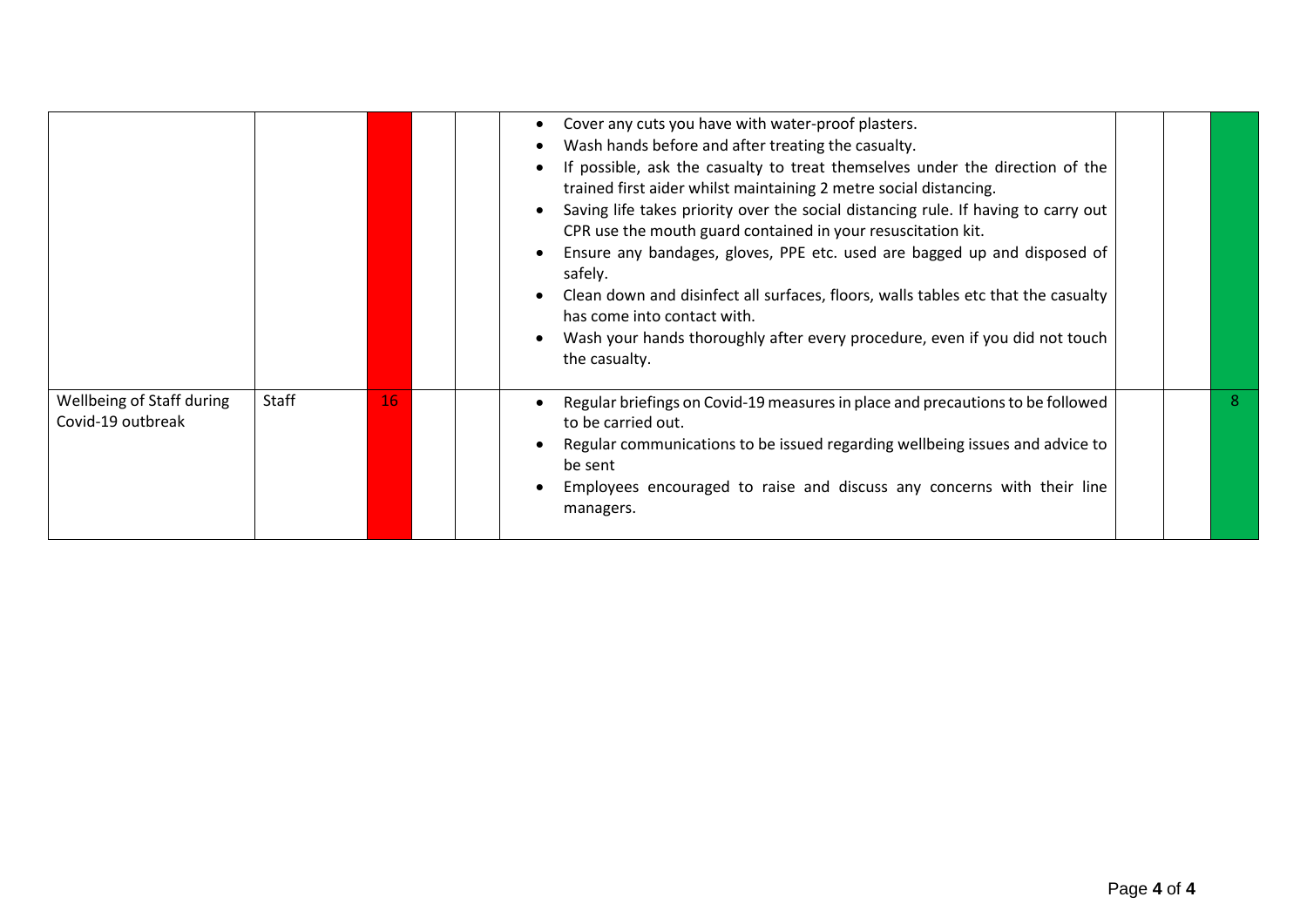| | | | | | | | | |
|---|---|---|---|---|---|---|---|---|
| | | | | | • Cover any cuts you have with water-proof plasters.<br>• Wash hands before and after treating the casualty.<br>• If possible, ask the casualty to treat themselves under the direction of the trained first aider whilst maintaining 2 metre social distancing.<br>• Saving life takes priority over the social distancing rule. If having to carry out CPR use the mouth guard contained in your resuscitation kit.<br>• Ensure any bandages, gloves, PPE etc. used are bagged up and disposed of safely.<br>• Clean down and disinfect all surfaces, floors, walls tables etc that the casualty has come into contact with.<br>• Wash your hands thoroughly after every procedure, even if you did not touch the casualty. | | | |
| Wellbeing of Staff during Covid-19 outbreak | Staff | 16 | | | • Regular briefings on Covid-19 measures in place and precautions to be followed to be carried out.<br>• Regular communications to be issued regarding wellbeing issues and advice to be sent<br>• Employees encouraged to raise and discuss any concerns with their line managers. | | | 8 |